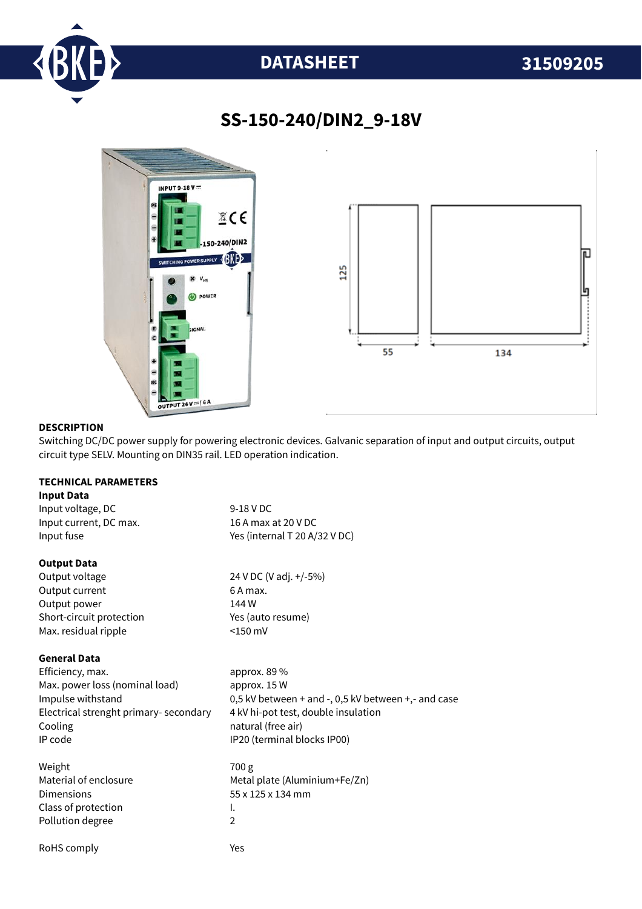DATASHEET 31509205

# SS-150-240/DIN2_9-18V

## DESCRIPTION

Switching DC/DC power supply for powering electronic devices. Galvanic separation of input and output circuits, output circuit type SELV. Mounting on DIN35 rail. LED operation indication.

## TECHNICAL PARAMETERS

### Input Data

| | |
|---|---|
| Input voltage, DC | 9-18 V DC |
| Input current, DC max. | 16 A max at 20 V DC |
| Input fuse | Yes (internal T 20 A/32 V DC) |

### Output Data

| | |
|---|---|
| Output voltage | 24 V DC (V adj. +/-5%) |
| Output current | 6 A max. |
| Output power | 144 W |
| Short-circuit protection | Yes (auto resume) |
| Max. residual ripple | <150 mV |

### General Data

| | |
|---|---|
| Efficiency, max. | approx. 89 % |
| Max. power loss (nominal load) | approx. 15 W |
| Impulse withstand | 0,5 kV between + and -, 0,5 kV between +,- and case |
| Electrical strenght primary- secondary | 4 kV hi-pot test, double insulation |
| Cooling | natural (free air) |
| IP code | IP20 (terminal blocks IP00) |
| Weight | 700 g |
| Material of enclosure | Metal plate (Aluminium+Fe/Zn) |
| Dimensions | 55 x 125 x 134 mm |
| Class of protection | I. |
| Pollution degree | 2 |
| RoHS comply | Yes |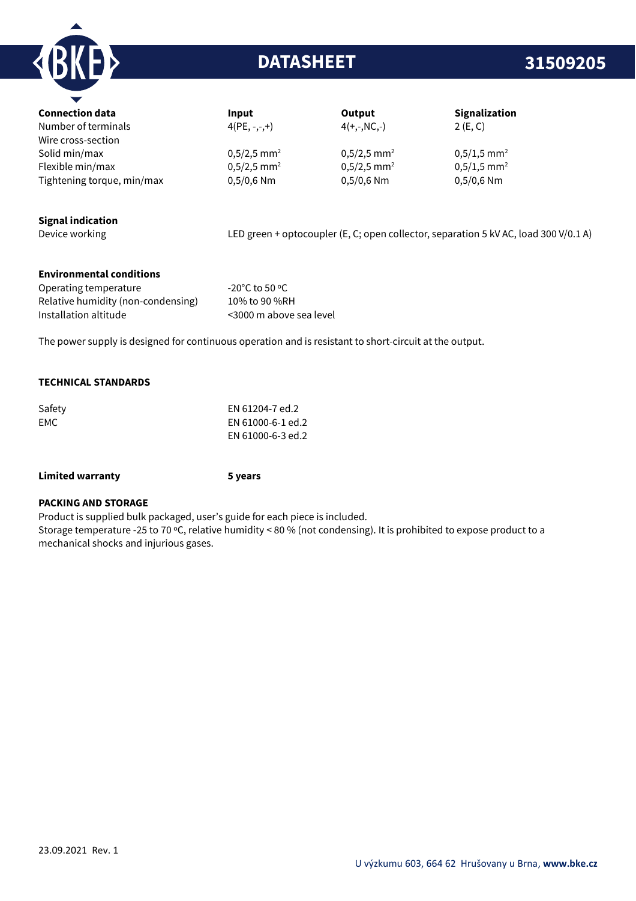| Connection data | Input | Output | Signalization |
|---|---|---|---|
| Number of terminals | 4(PE, -,-,+) | 4(+,-,NC,-) | 2 (E, C) |
| Wire cross-section | | | |
| Solid min/max | 0,5/2,5 mm² | 0,5/2,5 mm² | 0,5/1,5 mm² |
| Flexible min/max | 0,5/2,5 mm² | 0,5/2,5 mm² | 0,5/1,5 mm² |
| Tightening torque, min/max | 0,5/0,6 Nm | 0,5/0,6 Nm | 0,5/0,6 Nm |

**Signal indication**

| | |
|---|---|
| Device working | LED green + optocoupler (E, C; open collector, separation 5 kV AC, load 300 V/0.1 A) |

**Environmental conditions**

| | |
|---|---|
| Operating temperature | -20°C to 50 °C |
| Relative humidity (non-condensing) | 10% to 90 %RH |
| Installation altitude | <3000 m above sea level |

The power supply is designed for continuous operation and is resistant to short-circuit at the output.

## TECHNICAL STANDARDS

| | |
|---|---|
| Safety | EN 61204-7 ed.2 |
| EMC | EN 61000-6-1 ed.2 |
| | EN 61000-6-3 ed.2 |

**Limited warranty** **5 years**

## PACKING AND STORAGE

Product is supplied bulk packaged, user's guide for each piece is included.
Storage temperature -25 to 70 °C, relative humidity < 80 % (not condensing). It is prohibited to expose product to a mechanical shocks and injurious gases.

23.09.2021 Rev. 1

U výzkumu 603, 664 62 Hrušovany u Brna, **www.bke.cz**